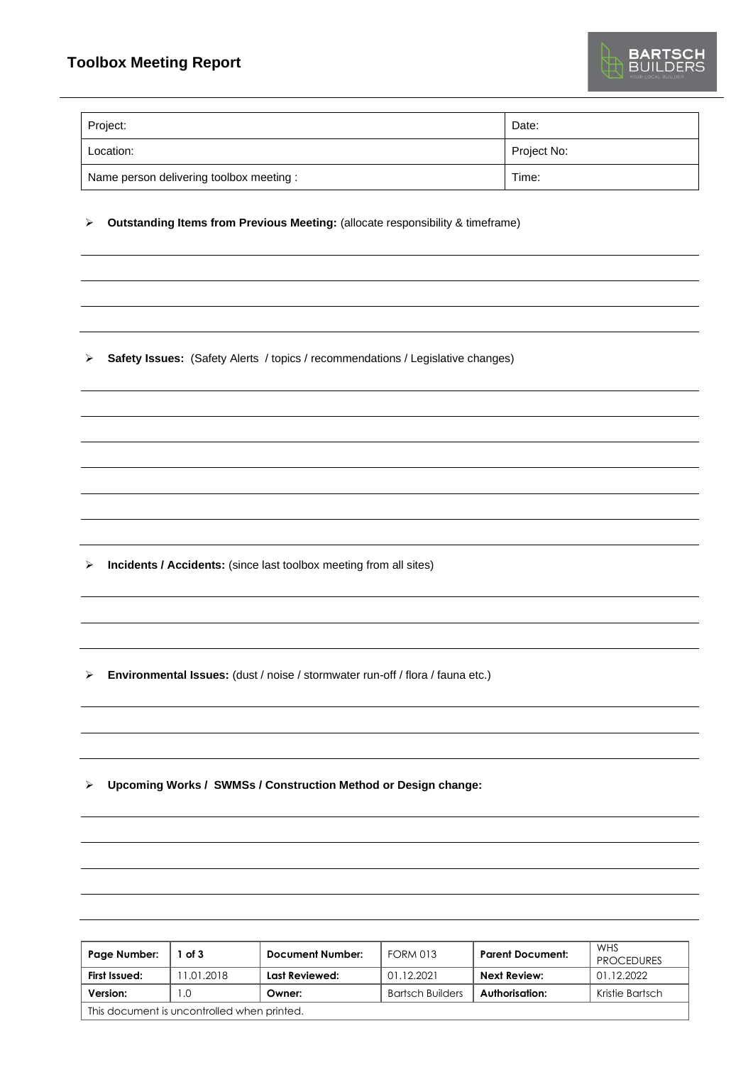# Toolbox Meeting Report

BARTSCH BUILDERS

| Project: | Date: |
|---|---|
| Location: | Project No: |
| Name person delivering toolbox meeting : | Time: |

- **Outstanding Items from Previous Meeting:** (allocate responsibility & timeframe)

- **Safety Issues:** (Safety Alerts / topics / recommendations / Legislative changes)

- **Incidents / Accidents:** (since last toolbox meeting from all sites)

- **Environmental Issues:** (dust / noise / stormwater run-off / flora / fauna etc.)

- **Upcoming Works / SWMSs / Construction Method or Design change:**

| Page Number: | 1 of 3 | Document Number: | FORM 013 | Parent Document: | WHS PROCEDURES |
|---|---|---|---|---|---|
| First Issued: | 11.01.2018 | Last Reviewed: | 01.12.2021 | Next Review: | 01.12.2022 |
| Version: | 1.0 | Owner: | Bartsch Builders | Authorisation: | Kristie Bartsch |
| This document is uncontrolled when printed. | | | | | |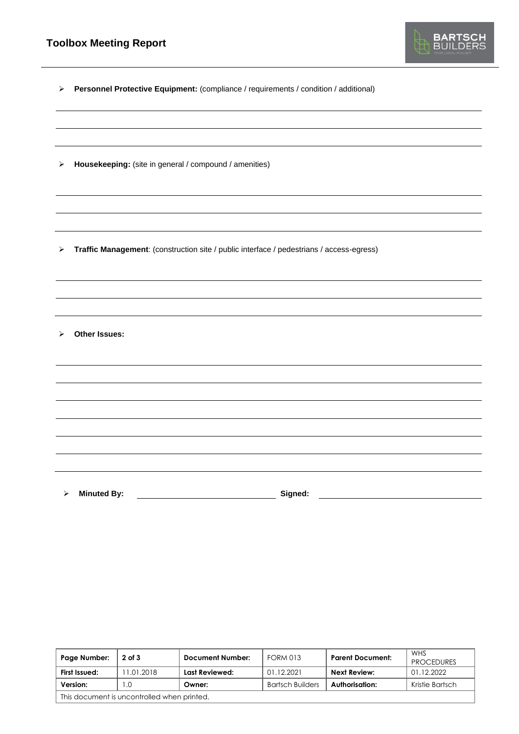- **Personnel Protective Equipment:** (compliance / requirements / condition / additional)

- **Housekeeping:** (site in general / compound / amenities)

- **Traffic Management**: (construction site / public interface / pedestrians / access-egress)

- **Other Issues:**

- **Minuted By:** \_\_\_\_\_\_\_\_\_\_\_\_\_\_\_\_\_\_\_\_ **Signed:** \_\_\_\_\_\_\_\_\_\_\_\_\_\_\_\_\_\_\_\_

| Page Number: | 2 of 3 | Document Number: | FORM 013 | Parent Document: | WHS PROCEDURES |
|---|---|---|---|---|---|
| First Issued: | 11.01.2018 | Last Reviewed: | 01.12.2021 | Next Review: | 01.12.2022 |
| Version: | 1.0 | Owner: | Bartsch Builders | Authorisation: | Kristie Bartsch |
| This document is uncontrolled when printed. | | | | | |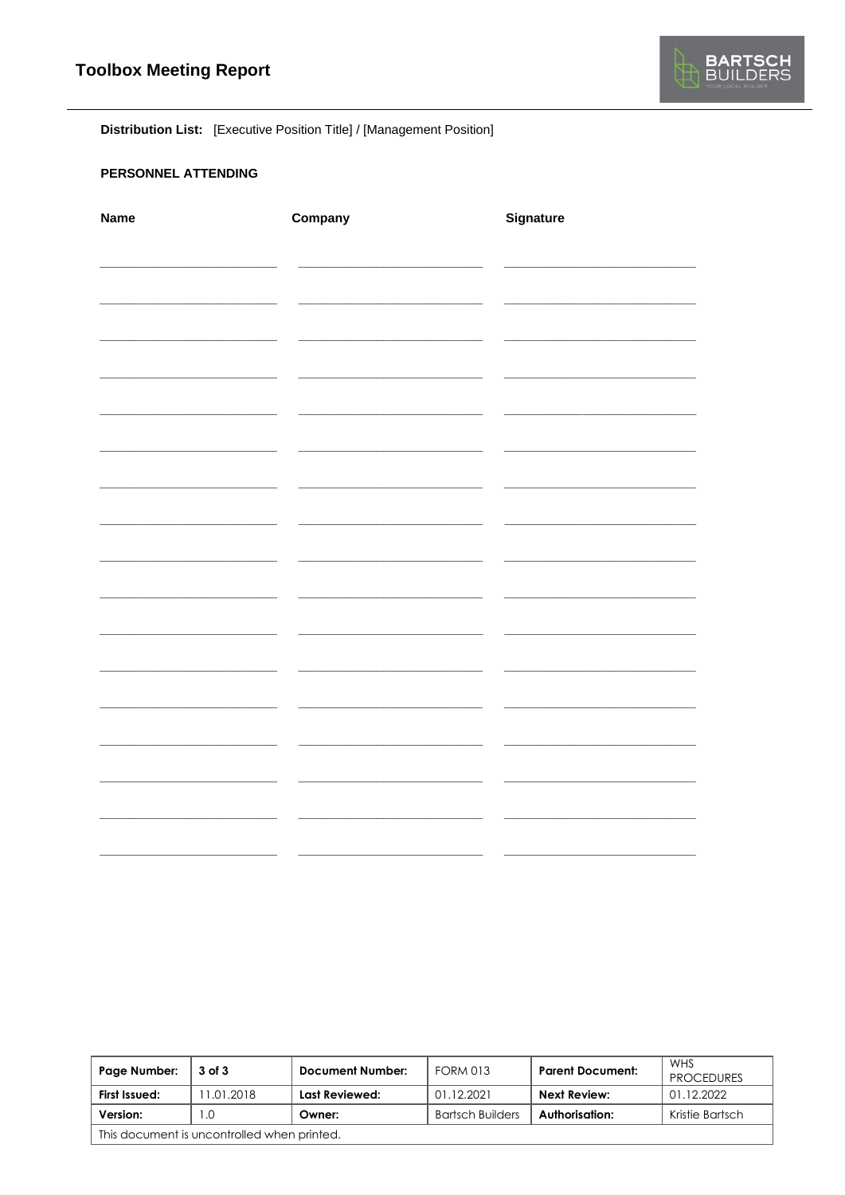**Distribution List:** [Executive Position Title] / [Management Position]

**PERSONNEL ATTENDING**

| Name | Company | Signature |
|---|---|---|
| | | |
| | | |
| | | |
| | | |
| | | |
| | | |
| | | |
| | | |
| | | |
| | | |
| | | |
| | | |
| | | |
| | | |
| | | |
| | | |
| | | |